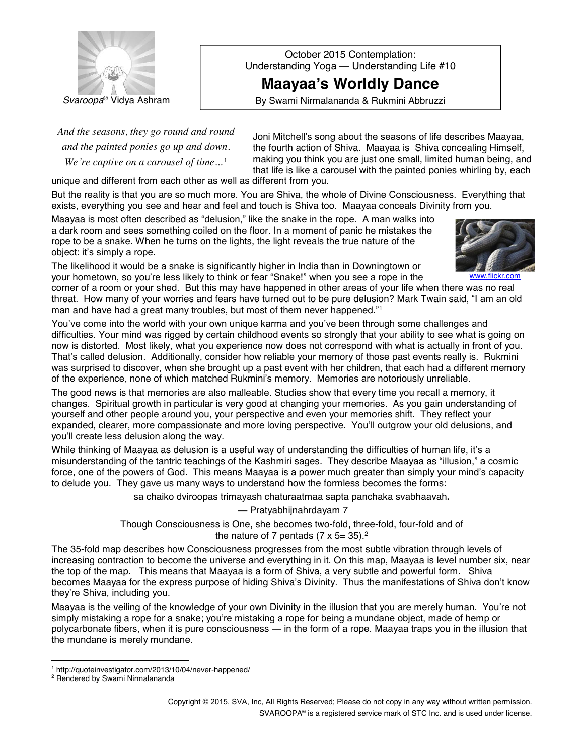Svaroopa® Vidya Ashram

October 2015 Contemplation:
Understanding Yoga — Understanding Life #10

# Maayaa's Worldly Dance

By Swami Nirmalananda & Rukmini Abbruzzi

*And the seasons, they go round and round*
*and the painted ponies go up and down.*
*We're captive on a carousel of time…*[1]

Joni Mitchell's song about the seasons of life describes Maayaa, the fourth action of Shiva. Maayaa is Shiva concealing Himself, making you think you are just one small, limited human being, and that life is like a carousel with the painted ponies whirling by, each unique and different from each other as well as different from you.

But the reality is that you are so much more. You are Shiva, the whole of Divine Consciousness. Everything that exists, everything you see and hear and feel and touch is Shiva too. Maayaa conceals Divinity from you.

Maayaa is most often described as "delusion," like the snake in the rope. A man walks into a dark room and sees something coiled on the floor. In a moment of panic he mistakes the rope to be a snake. When he turns on the lights, the light reveals the true nature of the object: it's simply a rope.

www.flickr.com

The likelihood it would be a snake is significantly higher in India than in Downingtown or your hometown, so you're less likely to think or fear "Snake!" when you see a rope in the corner of a room or your shed. But this may have happened in other areas of your life when there was no real threat. How many of your worries and fears have turned out to be pure delusion? Mark Twain said, "I am an old man and have had a great many troubles, but most of them never happened."[1]

You've come into the world with your own unique karma and you've been through some challenges and difficulties. Your mind was rigged by certain childhood events so strongly that your ability to see what is going on now is distorted. Most likely, what you experience now does not correspond with what is actually in front of you. That's called delusion. Additionally, consider how reliable your memory of those past events really is. Rukmini was surprised to discover, when she brought up a past event with her children, that each had a different memory of the experience, none of which matched Rukmini's memory. Memories are notoriously unreliable.

The good news is that memories are also malleable. Studies show that every time you recall a memory, it changes. Spiritual growth in particular is very good at changing your memories. As you gain understanding of yourself and other people around you, your perspective and even your memories shift. They reflect your expanded, clearer, more compassionate and more loving perspective. You'll outgrow your old delusions, and you'll create less delusion along the way.

While thinking of Maayaa as delusion is a useful way of understanding the difficulties of human life, it's a misunderstanding of the tantric teachings of the Kashmiri sages. They describe Maayaa as "illusion," a cosmic force, one of the powers of God. This means Maayaa is a power much greater than simply your mind's capacity to delude you. They gave us many ways to understand how the formless becomes the forms:

sa chaiko dviroopas trimayash chaturaatmaa sapta panchaka svabhaavah**.**

**—** Pratyabhijnahrdayam 7

Though Consciousness is One, she becomes two-fold, three-fold, four-fold and of the nature of 7 pentads (7 x 5= 35).[2]

The 35-fold map describes how Consciousness progresses from the most subtle vibration through levels of increasing contraction to become the universe and everything in it. On this map, Maayaa is level number six, near the top of the map. This means that Maayaa is a form of Shiva, a very subtle and powerful form. Shiva becomes Maayaa for the express purpose of hiding Shiva's Divinity. Thus the manifestations of Shiva don't know they're Shiva, including you.

Maayaa is the veiling of the knowledge of your own Divinity in the illusion that you are merely human. You're not simply mistaking a rope for a snake; you're mistaking a rope for being a mundane object, made of hemp or polycarbonate fibers, when it is pure consciousness — in the form of a rope. Maayaa traps you in the illusion that the mundane is merely mundane.

---

[1] http://quoteinvestigator.com/2013/10/04/never-happened/
[2] Rendered by Swami Nirmalananda

Copyright © 2015, SVA, Inc, All Rights Reserved; Please do not copy in any way without written permission.
SVAROOPA® is a registered service mark of STC Inc. and is used under license.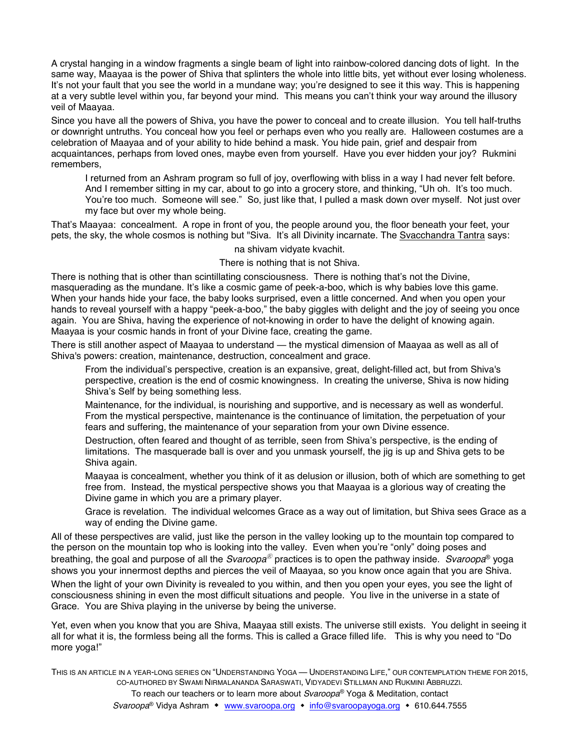A crystal hanging in a window fragments a single beam of light into rainbow-colored dancing dots of light. In the same way, Maayaa is the power of Shiva that splinters the whole into little bits, yet without ever losing wholeness. It's not your fault that you see the world in a mundane way; you're designed to see it this way. This is happening at a very subtle level within you, far beyond your mind. This means you can't think your way around the illusory veil of Maayaa.

Since you have all the powers of Shiva, you have the power to conceal and to create illusion. You tell half-truths or downright untruths. You conceal how you feel or perhaps even who you really are. Halloween costumes are a celebration of Maayaa and of your ability to hide behind a mask. You hide pain, grief and despair from acquaintances, perhaps from loved ones, maybe even from yourself. Have you ever hidden your joy? Rukmini remembers,

> I returned from an Ashram program so full of joy, overflowing with bliss in a way I had never felt before. And I remember sitting in my car, about to go into a grocery store, and thinking, "Uh oh. It's too much. You're too much. Someone will see." So, just like that, I pulled a mask down over myself. Not just over my face but over my whole being.

That's Maayaa: concealment. A rope in front of you, the people around you, the floor beneath your feet, your pets, the sky, the whole cosmos is nothing but "Siva. It's all Divinity incarnate. The Svacchandra Tantra says:

na shivam vidyate kvachit.

There is nothing that is not Shiva.

There is nothing that is other than scintillating consciousness. There is nothing that's not the Divine, masquerading as the mundane. It's like a cosmic game of peek-a-boo, which is why babies love this game. When your hands hide your face, the baby looks surprised, even a little concerned. And when you open your hands to reveal yourself with a happy "peek-a-boo," the baby giggles with delight and the joy of seeing you once again. You are Shiva, having the experience of not-knowing in order to have the delight of knowing again. Maayaa is your cosmic hands in front of your Divine face, creating the game.

There is still another aspect of Maayaa to understand — the mystical dimension of Maayaa as well as all of Shiva's powers: creation, maintenance, destruction, concealment and grace.

> From the individual's perspective, creation is an expansive, great, delight-filled act, but from Shiva's perspective, creation is the end of cosmic knowingness. In creating the universe, Shiva is now hiding Shiva's Self by being something less.
>
> Maintenance, for the individual, is nourishing and supportive, and is necessary as well as wonderful. From the mystical perspective, maintenance is the continuance of limitation, the perpetuation of your fears and suffering, the maintenance of your separation from your own Divine essence.
>
> Destruction, often feared and thought of as terrible, seen from Shiva's perspective, is the ending of limitations. The masquerade ball is over and you unmask yourself, the jig is up and Shiva gets to be Shiva again.
>
> Maayaa is concealment, whether you think of it as delusion or illusion, both of which are something to get free from. Instead, the mystical perspective shows you that Maayaa is a glorious way of creating the Divine game in which you are a primary player.
>
> Grace is revelation. The individual welcomes Grace as a way out of limitation, but Shiva sees Grace as a way of ending the Divine game.

All of these perspectives are valid, just like the person in the valley looking up to the mountain top compared to the person on the mountain top who is looking into the valley. Even when you're "only" doing poses and breathing, the goal and purpose of all the *Svaroopa®* practices is to open the pathway inside. *Svaroopa®* yoga shows you your innermost depths and pierces the veil of Maayaa, so you know once again that you are Shiva.

When the light of your own Divinity is revealed to you within, and then you open your eyes, you see the light of consciousness shining in even the most difficult situations and people. You live in the universe in a state of Grace. You are Shiva playing in the universe by being the universe.

Yet, even when you know that you are Shiva, Maayaa still exists. The universe still exists. You delight in seeing it all for what it is, the formless being all the forms. This is called a Grace filled life. This is why you need to "Do more yoga!"

THIS IS AN ARTICLE IN A YEAR-LONG SERIES ON "UNDERSTANDING YOGA — UNDERSTANDING LIFE," OUR CONTEMPLATION THEME FOR 2015, CO-AUTHORED BY SWAMI NIRMALANANDA SARASWATI, VIDYADEVI STILLMAN AND RUKMINI ABBRUZZI.

To reach our teachers or to learn more about *Svaroopa®* Yoga & Meditation, contact *Svaroopa®* Vidya Ashram ◆ www.svaroopa.org ◆ info@svaroopayoga.org ◆ 610.644.7555